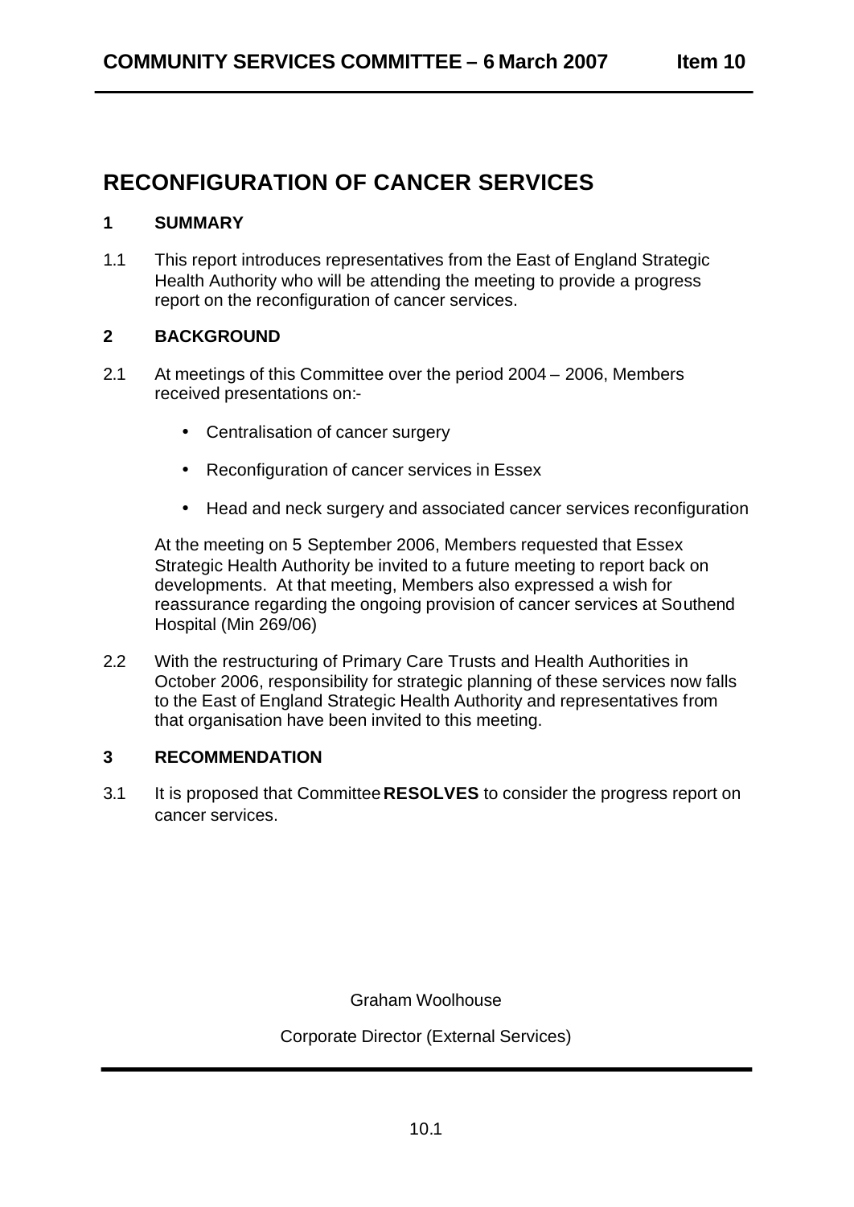# RECONFIGURATION OF CANCER SERVICES

**1 SUMMARY**

1.1 This report introduces representatives from the East of England Strategic Health Authority who will be attending the meeting to provide a progress report on the reconfiguration of cancer services.

**2 BACKGROUND**

2.1 At meetings of this Committee over the period 2004 – 2006, Members received presentations on:-

- Centralisation of cancer surgery
- Reconfiguration of cancer services in Essex
- Head and neck surgery and associated cancer services reconfiguration

At the meeting on 5 September 2006, Members requested that Essex Strategic Health Authority be invited to a future meeting to report back on developments. At that meeting, Members also expressed a wish for reassurance regarding the ongoing provision of cancer services at Southend Hospital (Min 269/06)

2.2 With the restructuring of Primary Care Trusts and Health Authorities in October 2006, responsibility for strategic planning of these services now falls to the East of England Strategic Health Authority and representatives from that organisation have been invited to this meeting.

**3 RECOMMENDATION**

3.1 It is proposed that Committee **RESOLVES** to consider the progress report on cancer services.

Graham Woolhouse

Corporate Director (External Services)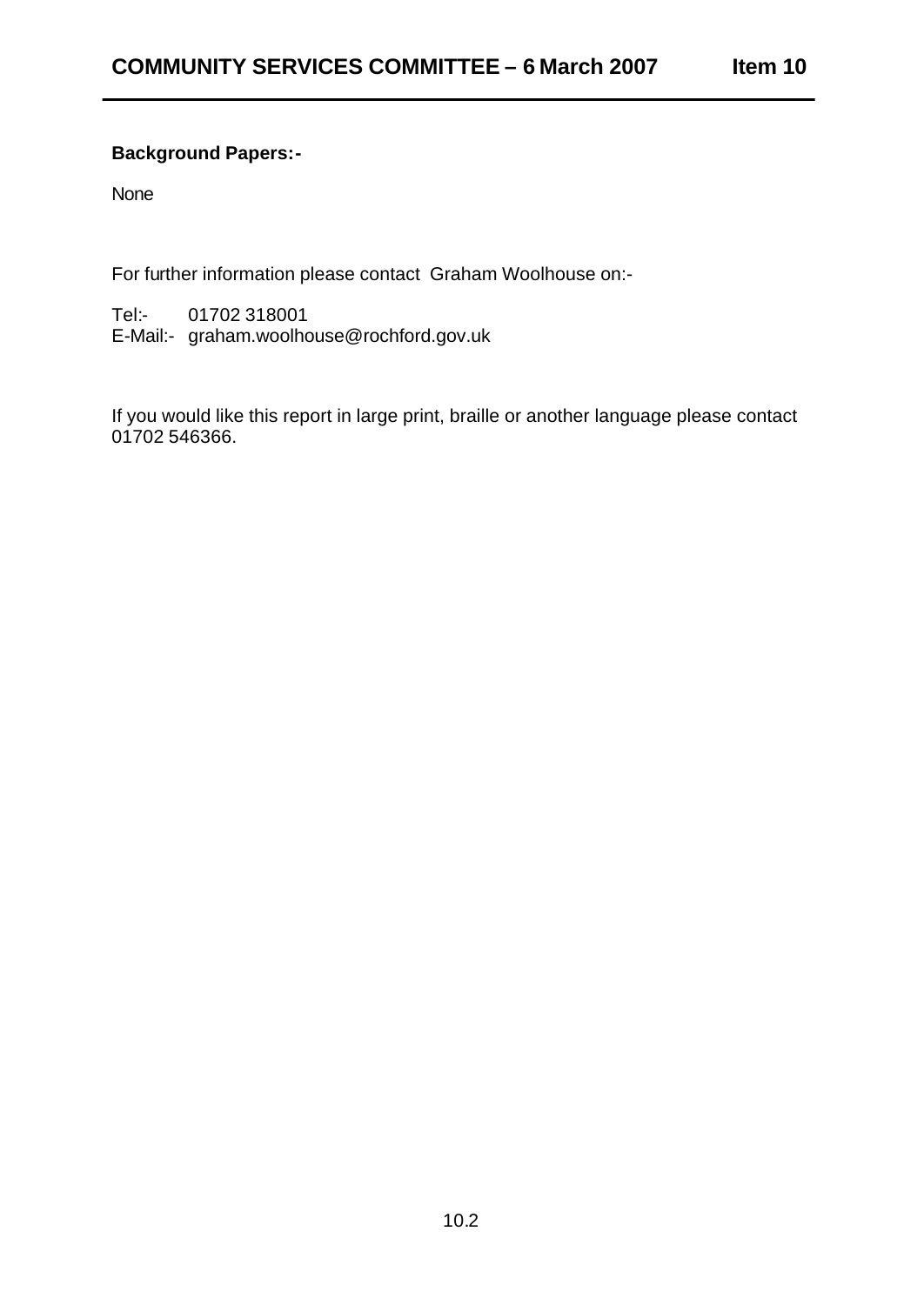**Background Papers:-**

None

For further information please contact Graham Woolhouse on:-

Tel:- 01702 318001
E-Mail:- graham.woolhouse@rochford.gov.uk

If you would like this report in large print, braille or another language please contact 01702 546366.